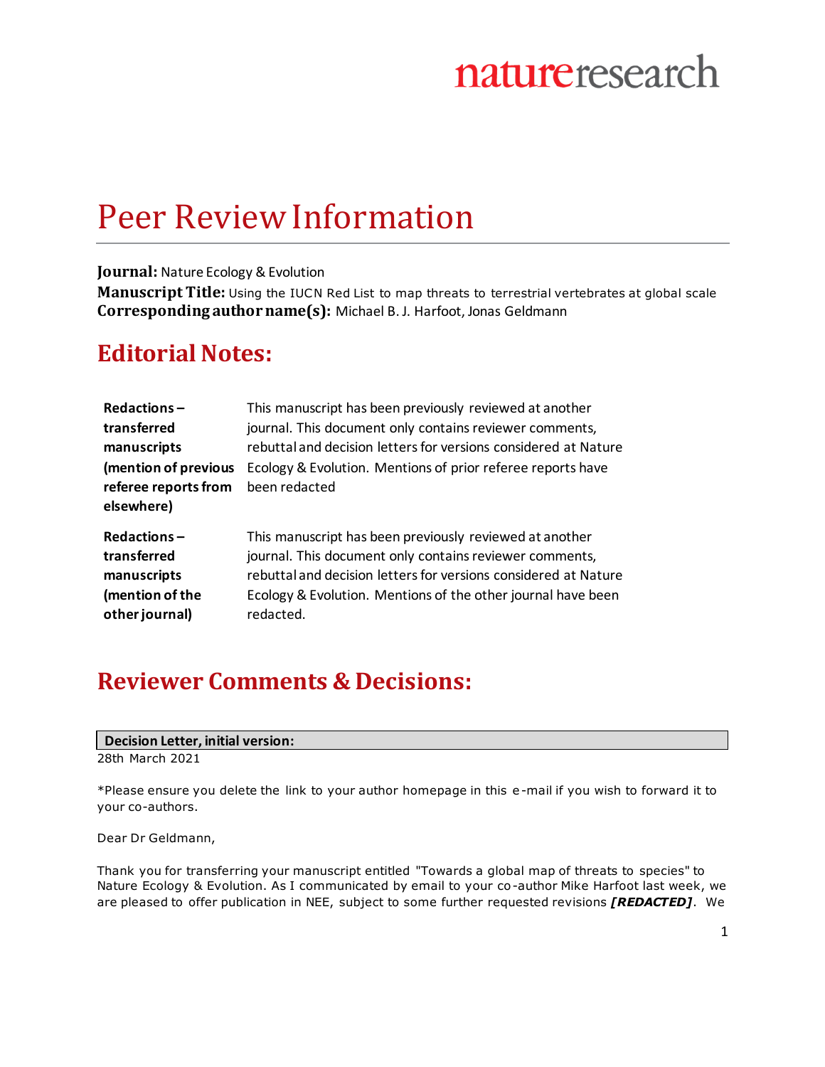# Peer Review Information

**Journal:** Nature Ecology & Evolution
**Manuscript Title:** Using the IUCN Red List to map threats to terrestrial vertebrates at global scale
**Corresponding author name(s):** Michael B. J. Harfoot, Jonas Geldmann

## Editorial Notes:

| | |
|---|---|
| **Redactions – transferred manuscripts (mention of previous referee reports from elsewhere)** | This manuscript has been previously reviewed at another journal. This document only contains reviewer comments, rebuttal and decision letters for versions considered at Nature Ecology & Evolution. Mentions of prior referee reports have been redacted |
| **Redactions – transferred manuscripts (mention of the other journal)** | This manuscript has been previously reviewed at another journal. This document only contains reviewer comments, rebuttal and decision letters for versions considered at Nature Ecology & Evolution. Mentions of the other journal have been redacted. |

## Reviewer Comments & Decisions:

**Decision Letter, initial version:**

28th March 2021

*Please ensure you delete the link to your author homepage in this e-mail if you wish to forward it to your co-authors.

Dear Dr Geldmann,

Thank you for transferring your manuscript entitled "Towards a global map of threats to species" to Nature Ecology & Evolution. As I communicated by email to your co-author Mike Harfoot last week, we are pleased to offer publication in NEE, subject to some further requested revisions ***[REDACTED]***. We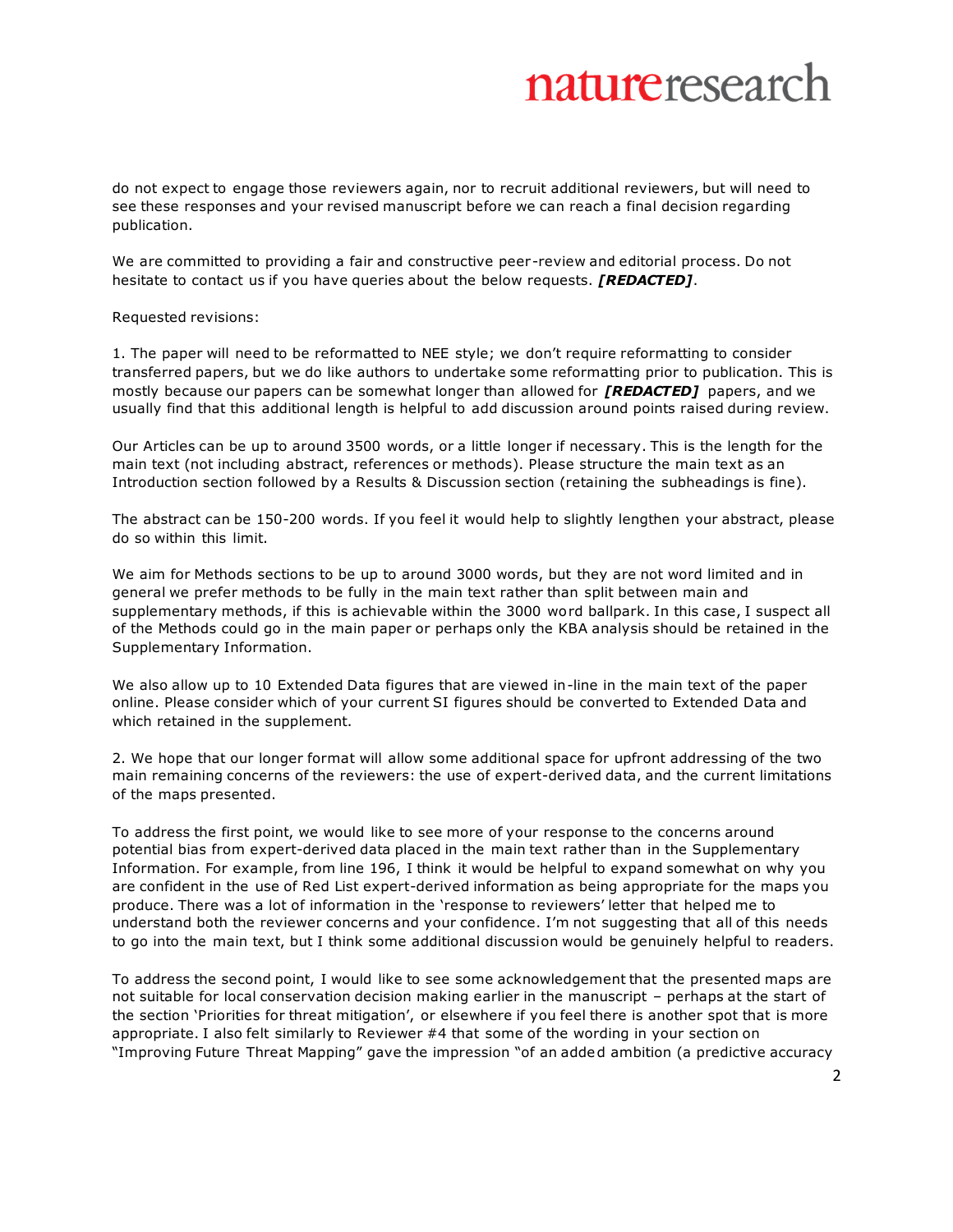do not expect to engage those reviewers again, nor to recruit additional reviewers, but will need to see these responses and your revised manuscript before we can reach a final decision regarding publication.

We are committed to providing a fair and constructive peer-review and editorial process. Do not hesitate to contact us if you have queries about the below requests. ***[REDACTED]***.

Requested revisions:

1. The paper will need to be reformatted to NEE style; we don't require reformatting to consider transferred papers, but we do like authors to undertake some reformatting prior to publication. This is mostly because our papers can be somewhat longer than allowed for ***[REDACTED]*** papers, and we usually find that this additional length is helpful to add discussion around points raised during review.

Our Articles can be up to around 3500 words, or a little longer if necessary. This is the length for the main text (not including abstract, references or methods). Please structure the main text as an Introduction section followed by a Results & Discussion section (retaining the subheadings is fine).

The abstract can be 150-200 words. If you feel it would help to slightly lengthen your abstract, please do so within this limit.

We aim for Methods sections to be up to around 3000 words, but they are not word limited and in general we prefer methods to be fully in the main text rather than split between main and supplementary methods, if this is achievable within the 3000 word ballpark. In this case, I suspect all of the Methods could go in the main paper or perhaps only the KBA analysis should be retained in the Supplementary Information.

We also allow up to 10 Extended Data figures that are viewed in-line in the main text of the paper online. Please consider which of your current SI figures should be converted to Extended Data and which retained in the supplement.

2. We hope that our longer format will allow some additional space for upfront addressing of the two main remaining concerns of the reviewers: the use of expert-derived data, and the current limitations of the maps presented.

To address the first point, we would like to see more of your response to the concerns around potential bias from expert-derived data placed in the main text rather than in the Supplementary Information. For example, from line 196, I think it would be helpful to expand somewhat on why you are confident in the use of Red List expert-derived information as being appropriate for the maps you produce. There was a lot of information in the 'response to reviewers' letter that helped me to understand both the reviewer concerns and your confidence. I'm not suggesting that all of this needs to go into the main text, but I think some additional discussion would be genuinely helpful to readers.

To address the second point, I would like to see some acknowledgement that the presented maps are not suitable for local conservation decision making earlier in the manuscript – perhaps at the start of the section 'Priorities for threat mitigation', or elsewhere if you feel there is another spot that is more appropriate. I also felt similarly to Reviewer #4 that some of the wording in your section on "Improving Future Threat Mapping" gave the impression "of an added ambition (a predictive accuracy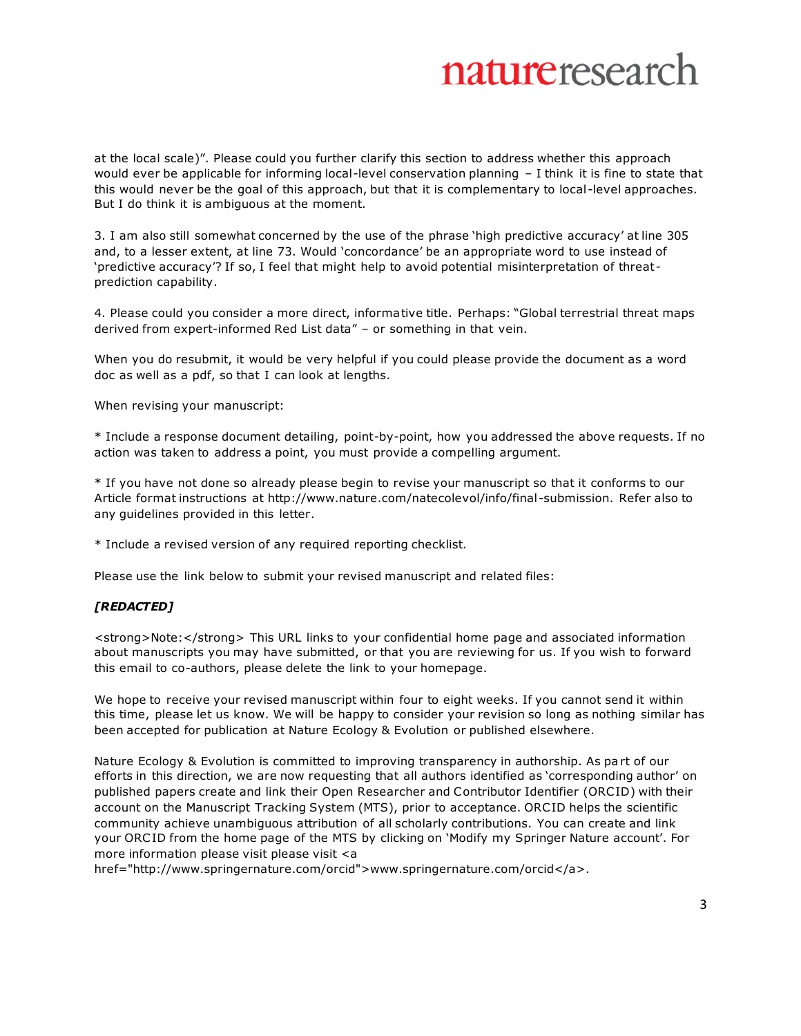at the local scale)". Please could you further clarify this section to address whether this approach would ever be applicable for informing local-level conservation planning – I think it is fine to state that this would never be the goal of this approach, but that it is complementary to local-level approaches. But I do think it is ambiguous at the moment.

3. I am also still somewhat concerned by the use of the phrase 'high predictive accuracy' at line 305 and, to a lesser extent, at line 73. Would 'concordance' be an appropriate word to use instead of 'predictive accuracy'? If so, I feel that might help to avoid potential misinterpretation of threat-prediction capability.

4. Please could you consider a more direct, informative title. Perhaps: "Global terrestrial threat maps derived from expert-informed Red List data" – or something in that vein.

When you do resubmit, it would be very helpful if you could please provide the document as a word doc as well as a pdf, so that I can look at lengths.

When revising your manuscript:

* Include a response document detailing, point-by-point, how you addressed the above requests. If no action was taken to address a point, you must provide a compelling argument.

* If you have not done so already please begin to revise your manuscript so that it conforms to our Article format instructions at http://www.nature.com/natecolevol/info/final-submission. Refer also to any guidelines provided in this letter.

* Include a revised version of any required reporting checklist.

Please use the link below to submit your revised manuscript and related files:

***[REDACTED]***

<strong>Note:</strong> This URL links to your confidential home page and associated information about manuscripts you may have submitted, or that you are reviewing for us. If you wish to forward this email to co-authors, please delete the link to your homepage.

We hope to receive your revised manuscript within four to eight weeks. If you cannot send it within this time, please let us know. We will be happy to consider your revision so long as nothing similar has been accepted for publication at Nature Ecology & Evolution or published elsewhere.

Nature Ecology & Evolution is committed to improving transparency in authorship. As part of our efforts in this direction, we are now requesting that all authors identified as 'corresponding author' on published papers create and link their Open Researcher and Contributor Identifier (ORCID) with their account on the Manuscript Tracking System (MTS), prior to acceptance. ORCID helps the scientific community achieve unambiguous attribution of all scholarly contributions. You can create and link your ORCID from the home page of the MTS by clicking on 'Modify my Springer Nature account'. For more information please visit please visit <a href="http://www.springernature.com/orcid">www.springernature.com/orcid</a>.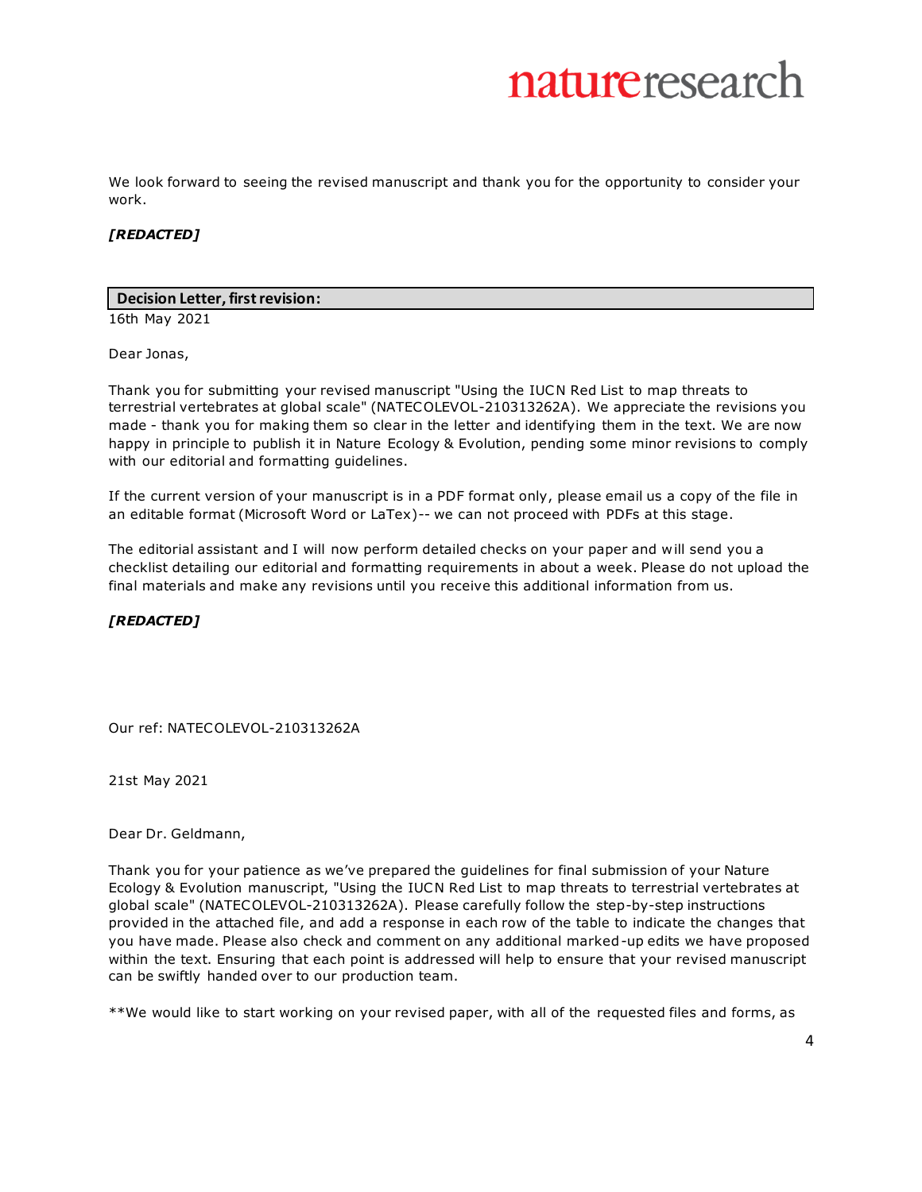We look forward to seeing the revised manuscript and thank you for the opportunity to consider your work.

***[REDACTED]***

**Decision Letter, first revision:**

16th May 2021

Dear Jonas,

Thank you for submitting your revised manuscript "Using the IUCN Red List to map threats to terrestrial vertebrates at global scale" (NATECOLEVOL-210313262A). We appreciate the revisions you made - thank you for making them so clear in the letter and identifying them in the text. We are now happy in principle to publish it in Nature Ecology & Evolution, pending some minor revisions to comply with our editorial and formatting guidelines.

If the current version of your manuscript is in a PDF format only, please email us a copy of the file in an editable format (Microsoft Word or LaTex)-- we can not proceed with PDFs at this stage.

The editorial assistant and I will now perform detailed checks on your paper and will send you a checklist detailing our editorial and formatting requirements in about a week. Please do not upload the final materials and make any revisions until you receive this additional information from us.

***[REDACTED]***

Our ref: NATECOLEVOL-210313262A

21st May 2021

Dear Dr. Geldmann,

Thank you for your patience as we've prepared the guidelines for final submission of your Nature Ecology & Evolution manuscript, "Using the IUCN Red List to map threats to terrestrial vertebrates at global scale" (NATECOLEVOL-210313262A). Please carefully follow the step-by-step instructions provided in the attached file, and add a response in each row of the table to indicate the changes that you have made. Please also check and comment on any additional marked-up edits we have proposed within the text. Ensuring that each point is addressed will help to ensure that your revised manuscript can be swiftly handed over to our production team.

**We would like to start working on your revised paper, with all of the requested files and forms, as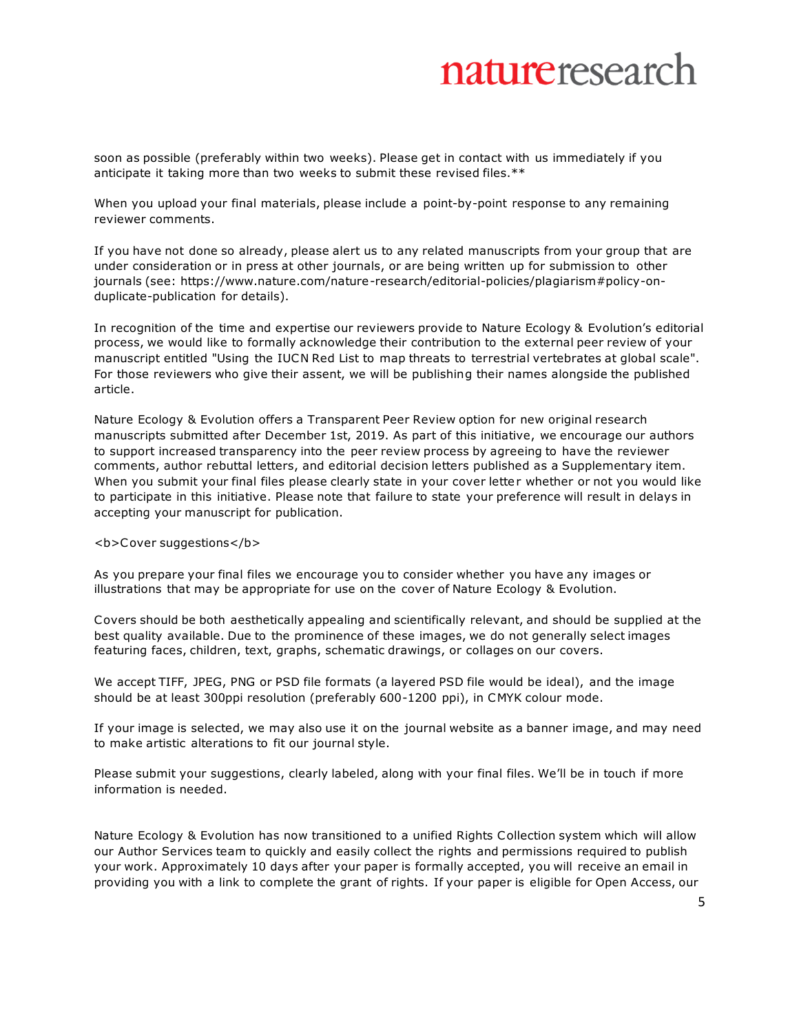soon as possible (preferably within two weeks). Please get in contact with us immediately if you anticipate it taking more than two weeks to submit these revised files.**

When you upload your final materials, please include a point-by-point response to any remaining reviewer comments.

If you have not done so already, please alert us to any related manuscripts from your group that are under consideration or in press at other journals, or are being written up for submission to other journals (see: https://www.nature.com/nature-research/editorial-policies/plagiarism#policy-on-duplicate-publication for details).

In recognition of the time and expertise our reviewers provide to Nature Ecology & Evolution's editorial process, we would like to formally acknowledge their contribution to the external peer review of your manuscript entitled "Using the IUCN Red List to map threats to terrestrial vertebrates at global scale". For those reviewers who give their assent, we will be publishing their names alongside the published article.

Nature Ecology & Evolution offers a Transparent Peer Review option for new original research manuscripts submitted after December 1st, 2019. As part of this initiative, we encourage our authors to support increased transparency into the peer review process by agreeing to have the reviewer comments, author rebuttal letters, and editorial decision letters published as a Supplementary item. When you submit your final files please clearly state in your cover letter whether or not you would like to participate in this initiative. Please note that failure to state your preference will result in delays in accepting your manuscript for publication.

<b>Cover suggestions</b>

As you prepare your final files we encourage you to consider whether you have any images or illustrations that may be appropriate for use on the cover of Nature Ecology & Evolution.

Covers should be both aesthetically appealing and scientifically relevant, and should be supplied at the best quality available. Due to the prominence of these images, we do not generally select images featuring faces, children, text, graphs, schematic drawings, or collages on our covers.

We accept TIFF, JPEG, PNG or PSD file formats (a layered PSD file would be ideal), and the image should be at least 300ppi resolution (preferably 600-1200 ppi), in CMYK colour mode.

If your image is selected, we may also use it on the journal website as a banner image, and may need to make artistic alterations to fit our journal style.

Please submit your suggestions, clearly labeled, along with your final files. We'll be in touch if more information is needed.

Nature Ecology & Evolution has now transitioned to a unified Rights Collection system which will allow our Author Services team to quickly and easily collect the rights and permissions required to publish your work. Approximately 10 days after your paper is formally accepted, you will receive an email in providing you with a link to complete the grant of rights. If your paper is eligible for Open Access, our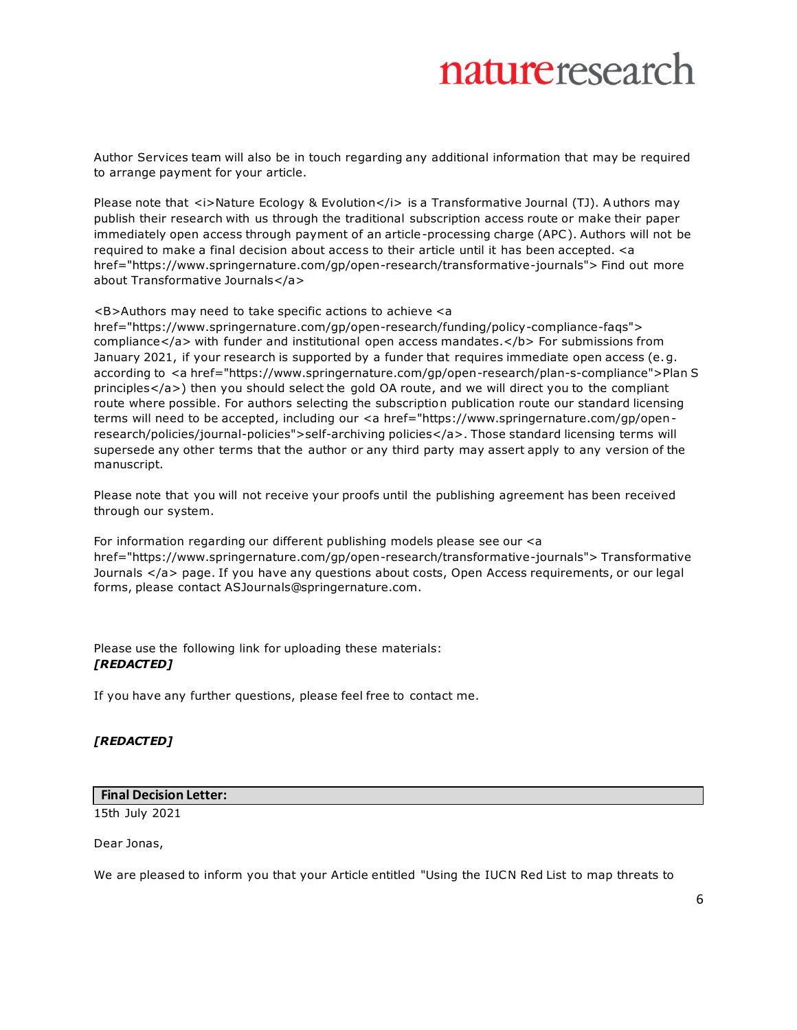Author Services team will also be in touch regarding any additional information that may be required to arrange payment for your article.

Please note that <i>Nature Ecology & Evolution</i> is a Transformative Journal (TJ). Authors may publish their research with us through the traditional subscription access route or make their paper immediately open access through payment of an article-processing charge (APC). Authors will not be required to make a final decision about access to their article until it has been accepted. <a href="https://www.springernature.com/gp/open-research/transformative-journals"> Find out more about Transformative Journals</a>

<B>Authors may need to take specific actions to achieve <a href="https://www.springernature.com/gp/open-research/funding/policy-compliance-faqs"> compliance</a> with funder and institutional open access mandates.</b> For submissions from January 2021, if your research is supported by a funder that requires immediate open access (e.g. according to <a href="https://www.springernature.com/gp/open-research/plan-s-compliance">Plan S principles</a>) then you should select the gold OA route, and we will direct you to the compliant route where possible. For authors selecting the subscription publication route our standard licensing terms will need to be accepted, including our <a href="https://www.springernature.com/gp/open-research/policies/journal-policies">self-archiving policies</a>. Those standard licensing terms will supersede any other terms that the author or any third party may assert apply to any version of the manuscript.

Please note that you will not receive your proofs until the publishing agreement has been received through our system.

For information regarding our different publishing models please see our <a href="https://www.springernature.com/gp/open-research/transformative-journals"> Transformative Journals </a> page. If you have any questions about costs, Open Access requirements, or our legal forms, please contact ASJournals@springernature.com.

Please use the following link for uploading these materials:
***[REDACTED]***

If you have any further questions, please feel free to contact me.

***[REDACTED]***

**Final Decision Letter:**

15th July 2021

Dear Jonas,

We are pleased to inform you that your Article entitled "Using the IUCN Red List to map threats to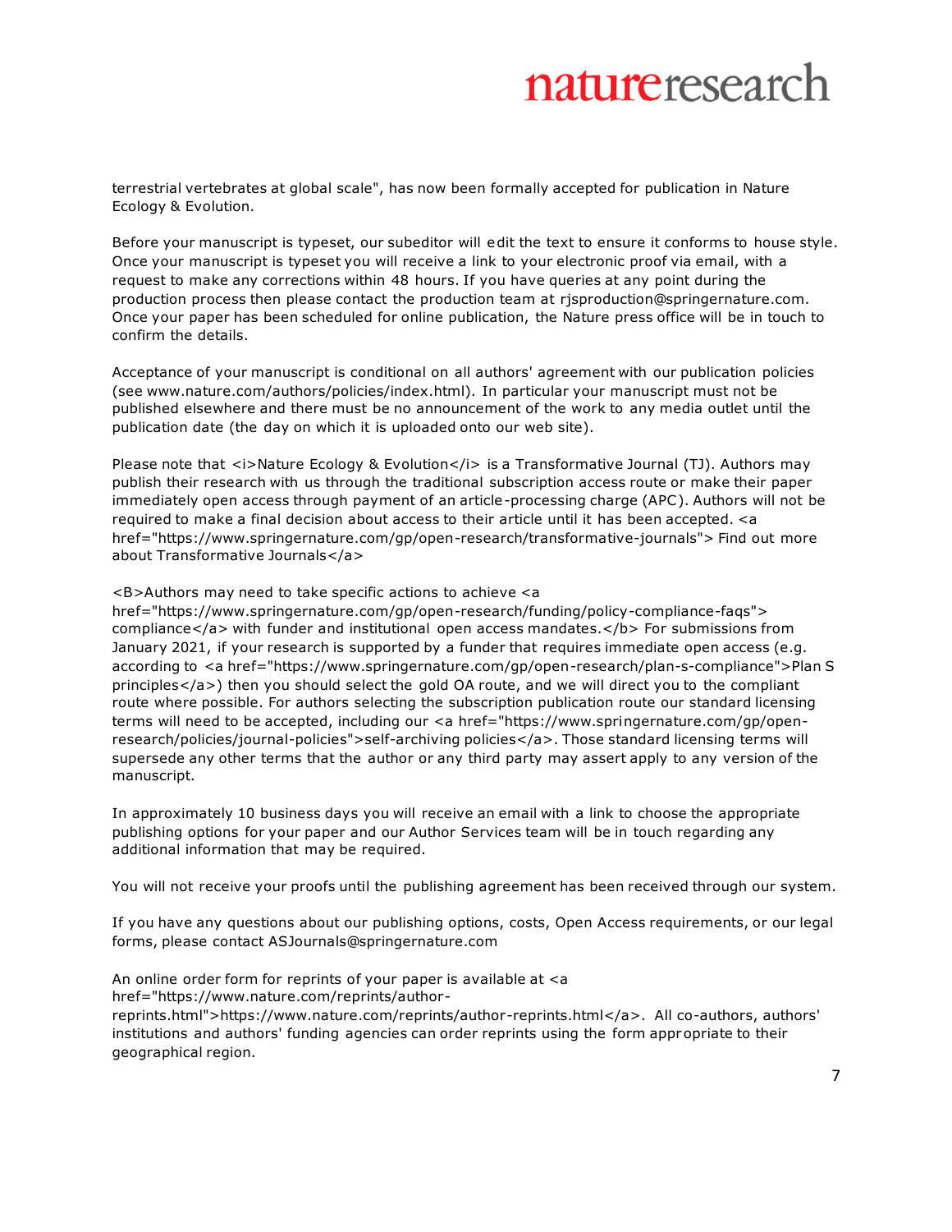terrestrial vertebrates at global scale", has now been formally accepted for publication in Nature Ecology & Evolution.

Before your manuscript is typeset, our subeditor will edit the text to ensure it conforms to house style. Once your manuscript is typeset you will receive a link to your electronic proof via email, with a request to make any corrections within 48 hours. If you have queries at any point during the production process then please contact the production team at rjsproduction@springernature.com. Once your paper has been scheduled for online publication, the Nature press office will be in touch to confirm the details.

Acceptance of your manuscript is conditional on all authors' agreement with our publication policies (see www.nature.com/authors/policies/index.html). In particular your manuscript must not be published elsewhere and there must be no announcement of the work to any media outlet until the publication date (the day on which it is uploaded onto our web site).

Please note that <i>Nature Ecology & Evolution</i> is a Transformative Journal (TJ). Authors may publish their research with us through the traditional subscription access route or make their paper immediately open access through payment of an article-processing charge (APC). Authors will not be required to make a final decision about access to their article until it has been accepted. <a href="https://www.springernature.com/gp/open-research/transformative-journals"> Find out more about Transformative Journals</a>

<B>Authors may need to take specific actions to achieve <a href="https://www.springernature.com/gp/open-research/funding/policy-compliance-faqs"> compliance</a> with funder and institutional open access mandates.</b> For submissions from January 2021, if your research is supported by a funder that requires immediate open access (e.g. according to <a href="https://www.springernature.com/gp/open-research/plan-s-compliance">Plan S principles</a>) then you should select the gold OA route, and we will direct you to the compliant route where possible. For authors selecting the subscription publication route our standard licensing terms will need to be accepted, including our <a href="https://www.springernature.com/gp/open-research/policies/journal-policies">self-archiving policies</a>. Those standard licensing terms will supersede any other terms that the author or any third party may assert apply to any version of the manuscript.

In approximately 10 business days you will receive an email with a link to choose the appropriate publishing options for your paper and our Author Services team will be in touch regarding any additional information that may be required.

You will not receive your proofs until the publishing agreement has been received through our system.

If you have any questions about our publishing options, costs, Open Access requirements, or our legal forms, please contact ASJournals@springernature.com

An online order form for reprints of your paper is available at <a href="https://www.nature.com/reprints/author-reprints.html">https://www.nature.com/reprints/author-reprints.html</a>. All co-authors, authors' institutions and authors' funding agencies can order reprints using the form appropriate to their geographical region.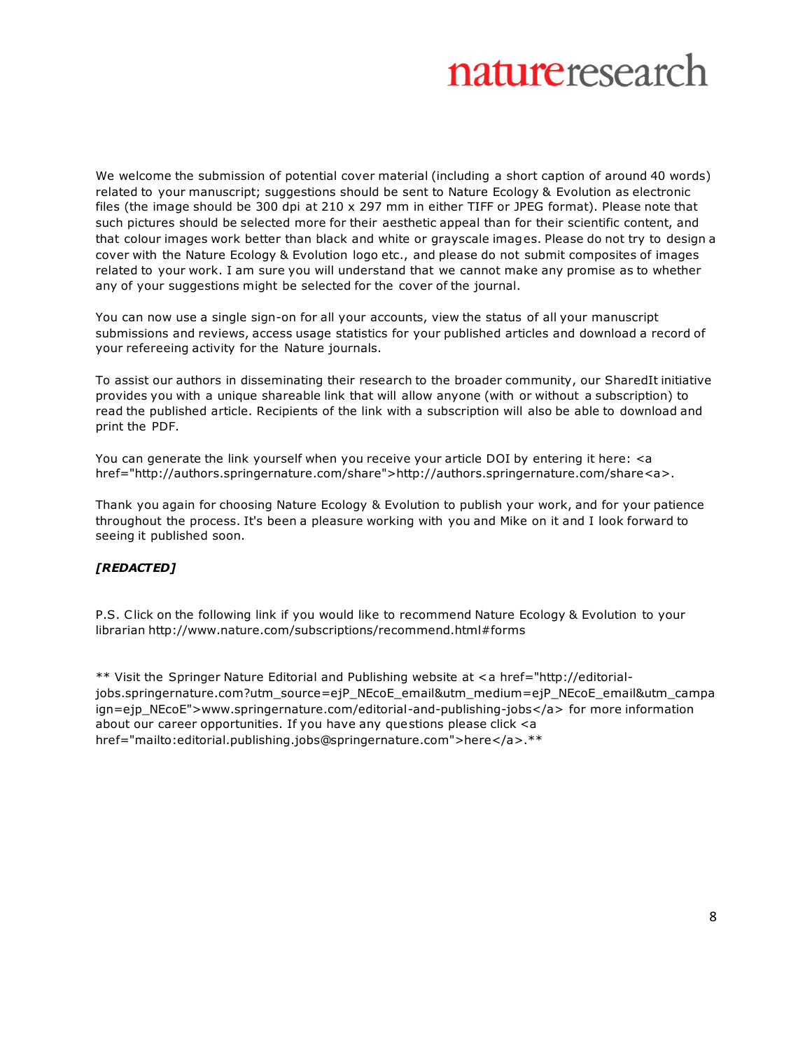We welcome the submission of potential cover material (including a short caption of around 40 words) related to your manuscript; suggestions should be sent to Nature Ecology & Evolution as electronic files (the image should be 300 dpi at 210 x 297 mm in either TIFF or JPEG format). Please note that such pictures should be selected more for their aesthetic appeal than for their scientific content, and that colour images work better than black and white or grayscale images. Please do not try to design a cover with the Nature Ecology & Evolution logo etc., and please do not submit composites of images related to your work. I am sure you will understand that we cannot make any promise as to whether any of your suggestions might be selected for the cover of the journal.

You can now use a single sign-on for all your accounts, view the status of all your manuscript submissions and reviews, access usage statistics for your published articles and download a record of your refereeing activity for the Nature journals.

To assist our authors in disseminating their research to the broader community, our SharedIt initiative provides you with a unique shareable link that will allow anyone (with or without a subscription) to read the published article. Recipients of the link with a subscription will also be able to download and print the PDF.

You can generate the link yourself when you receive your article DOI by entering it here: <a href="http://authors.springernature.com/share">http://authors.springernature.com/share<a>.

Thank you again for choosing Nature Ecology & Evolution to publish your work, and for your patience throughout the process. It's been a pleasure working with you and Mike on it and I look forward to seeing it published soon.

***[REDACTED]***

P.S. Click on the following link if you would like to recommend Nature Ecology & Evolution to your librarian http://www.nature.com/subscriptions/recommend.html#forms

** Visit the Springer Nature Editorial and Publishing website at <a href="http://editorial-jobs.springernature.com?utm_source=ejP_NEcoE_email&utm_medium=ejP_NEcoE_email&utm_campaign=ejp_NEcoE">www.springernature.com/editorial-and-publishing-jobs</a> for more information about our career opportunities. If you have any questions please click <a href="mailto:editorial.publishing.jobs@springernature.com">here</a>.**